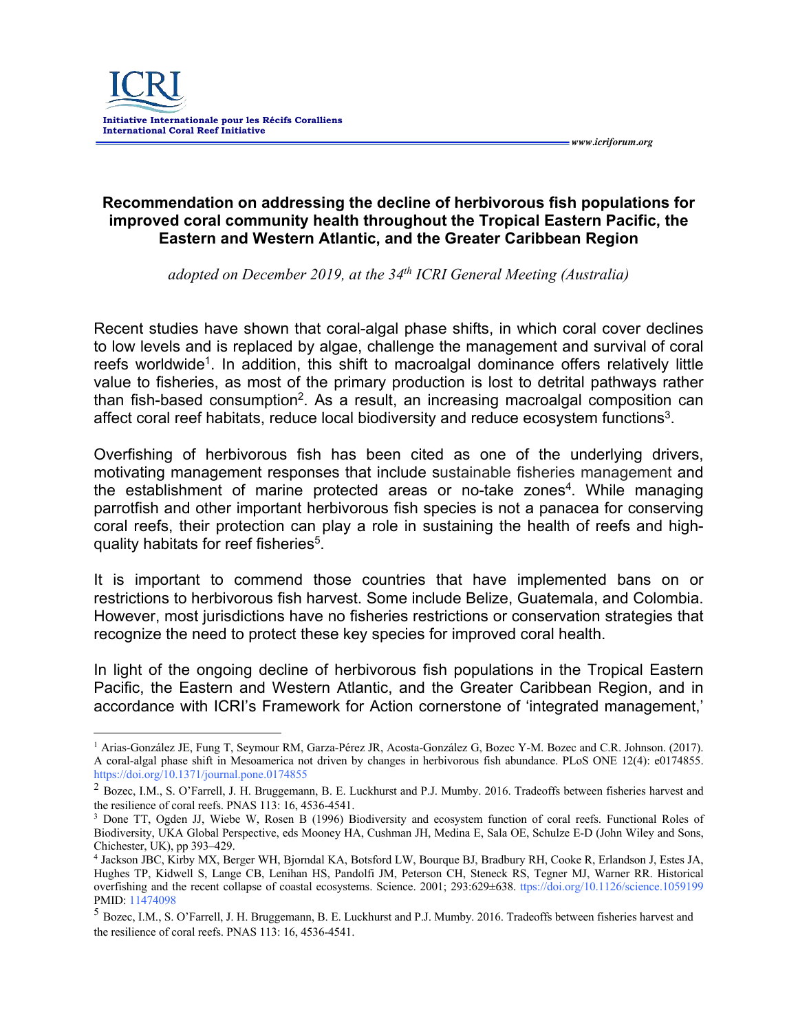ICRI

**Initiative Internationale pour les Récifs Coralliens**
**International Coral Reef Initiative**

*www.icriforum.org*

## Recommendation on addressing the decline of herbivorous fish populations for improved coral community health throughout the Tropical Eastern Pacific, the Eastern and Western Atlantic, and the Greater Caribbean Region

*adopted on December 2019, at the 34th ICRI General Meeting (Australia)*

Recent studies have shown that coral-algal phase shifts, in which coral cover declines to low levels and is replaced by algae, challenge the management and survival of coral reefs worldwide[1]. In addition, this shift to macroalgal dominance offers relatively little value to fisheries, as most of the primary production is lost to detrital pathways rather than fish-based consumption[2]. As a result, an increasing macroalgal composition can affect coral reef habitats, reduce local biodiversity and reduce ecosystem functions[3].

Overfishing of herbivorous fish has been cited as one of the underlying drivers, motivating management responses that include sustainable fisheries management and the establishment of marine protected areas or no-take zones[4]. While managing parrotfish and other important herbivorous fish species is not a panacea for conserving coral reefs, their protection can play a role in sustaining the health of reefs and high-quality habitats for reef fisheries[5].

It is important to commend those countries that have implemented bans on or restrictions to herbivorous fish harvest. Some include Belize, Guatemala, and Colombia. However, most jurisdictions have no fisheries restrictions or conservation strategies that recognize the need to protect these key species for improved coral health.

In light of the ongoing decline of herbivorous fish populations in the Tropical Eastern Pacific, the Eastern and Western Atlantic, and the Greater Caribbean Region, and in accordance with ICRI's Framework for Action cornerstone of 'integrated management,'

---

[1] Arias-González JE, Fung T, Seymour RM, Garza-Pérez JR, Acosta-González G, Bozec Y-M. Bozec and C.R. Johnson. (2017). A coral-algal phase shift in Mesoamerica not driven by changes in herbivorous fish abundance. PLoS ONE 12(4): e0174855. https://doi.org/10.1371/journal.pone.0174855

[2] Bozec, I.M., S. O'Farrell, J. H. Bruggemann, B. E. Luckhurst and P.J. Mumby. 2016. Tradeoffs between fisheries harvest and the resilience of coral reefs. PNAS 113: 16, 4536-4541.

[3] Done TT, Ogden JJ, Wiebe W, Rosen B (1996) Biodiversity and ecosystem function of coral reefs. Functional Roles of Biodiversity, UKA Global Perspective, eds Mooney HA, Cushman JH, Medina E, Sala OE, Schulze E-D (John Wiley and Sons, Chichester, UK), pp 393–429.

[4] Jackson JBC, Kirby MX, Berger WH, Bjorndal KA, Botsford LW, Bourque BJ, Bradbury RH, Cooke R, Erlandson J, Estes JA, Hughes TP, Kidwell S, Lange CB, Lenihan HS, Pandolfi JM, Peterson CH, Steneck RS, Tegner MJ, Warner RR. Historical overfishing and the recent collapse of coastal ecosystems. Science. 2001; 293:629±638. ttps://doi.org/10.1126/science.1059199 PMID: 11474098

[5] Bozec, I.M., S. O'Farrell, J. H. Bruggemann, B. E. Luckhurst and P.J. Mumby. 2016. Tradeoffs between fisheries harvest and the resilience of coral reefs. PNAS 113: 16, 4536-4541.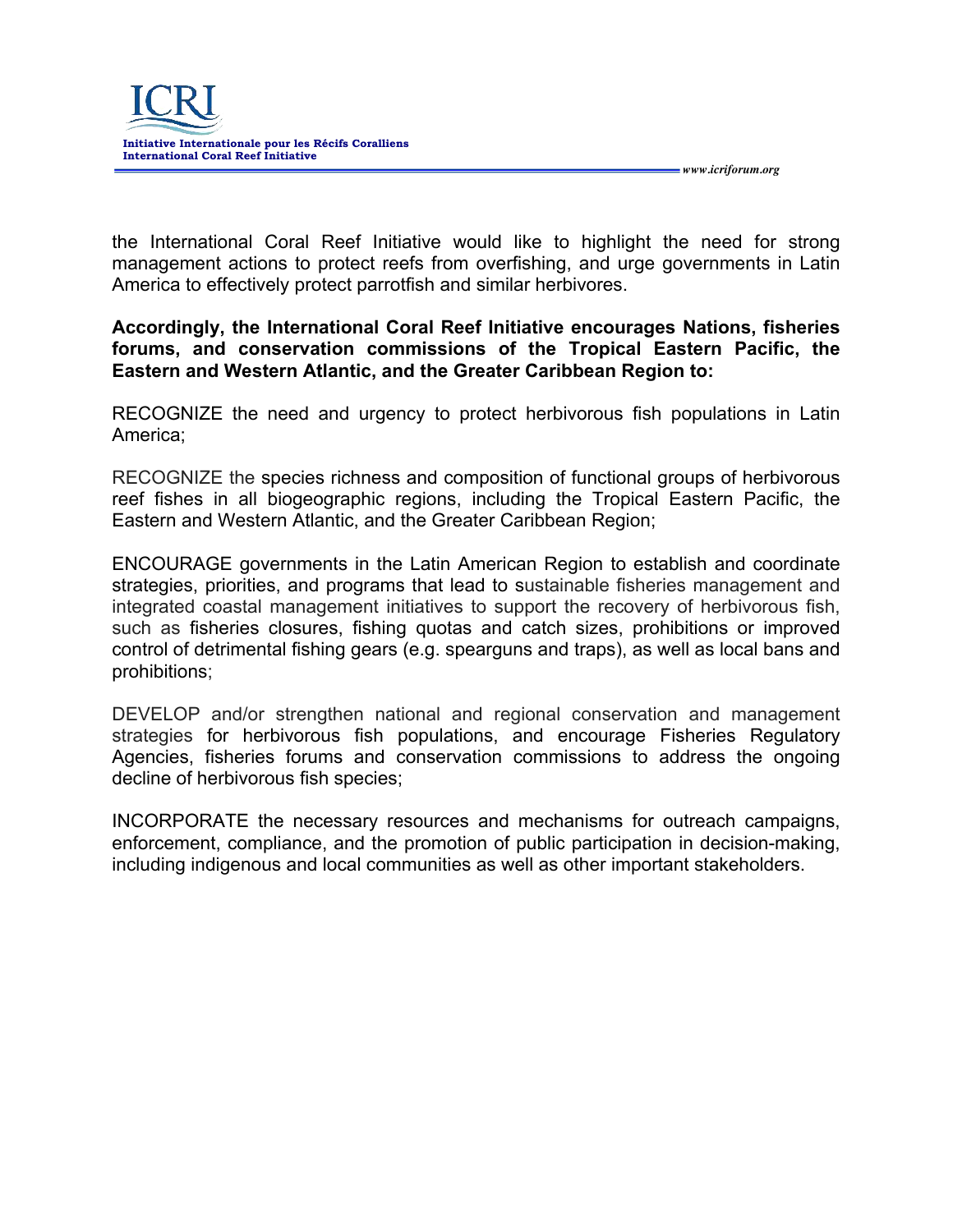the International Coral Reef Initiative would like to highlight the need for strong management actions to protect reefs from overfishing, and urge governments in Latin America to effectively protect parrotfish and similar herbivores.

**Accordingly, the International Coral Reef Initiative encourages Nations, fisheries forums, and conservation commissions of the Tropical Eastern Pacific, the Eastern and Western Atlantic, and the Greater Caribbean Region to:**

RECOGNIZE the need and urgency to protect herbivorous fish populations in Latin America;

RECOGNIZE the species richness and composition of functional groups of herbivorous reef fishes in all biogeographic regions, including the Tropical Eastern Pacific, the Eastern and Western Atlantic, and the Greater Caribbean Region;

ENCOURAGE governments in the Latin American Region to establish and coordinate strategies, priorities, and programs that lead to sustainable fisheries management and integrated coastal management initiatives to support the recovery of herbivorous fish, such as fisheries closures, fishing quotas and catch sizes, prohibitions or improved control of detrimental fishing gears (e.g. spearguns and traps), as well as local bans and prohibitions;

DEVELOP and/or strengthen national and regional conservation and management strategies for herbivorous fish populations, and encourage Fisheries Regulatory Agencies, fisheries forums and conservation commissions to address the ongoing decline of herbivorous fish species;

INCORPORATE the necessary resources and mechanisms for outreach campaigns, enforcement, compliance, and the promotion of public participation in decision-making, including indigenous and local communities as well as other important stakeholders.